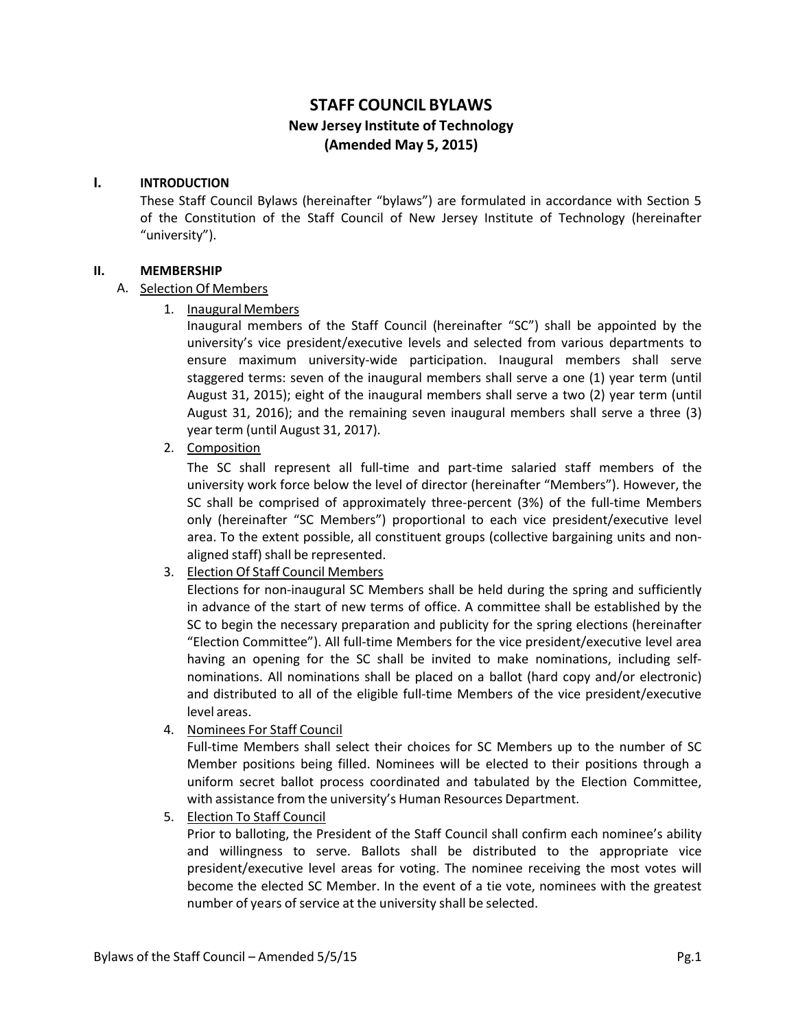# STAFF COUNCIL BYLAWS

## New Jersey Institute of Technology

## (Amended May 5, 2015)

### I. INTRODUCTION

These Staff Council Bylaws (hereinafter "bylaws") are formulated in accordance with Section 5 of the Constitution of the Staff Council of New Jersey Institute of Technology (hereinafter "university").

### II. MEMBERSHIP

A. Selection Of Members

1. Inaugural Members

   Inaugural members of the Staff Council (hereinafter "SC") shall be appointed by the university's vice president/executive levels and selected from various departments to ensure maximum university-wide participation. Inaugural members shall serve staggered terms: seven of the inaugural members shall serve a one (1) year term (until August 31, 2015); eight of the inaugural members shall serve a two (2) year term (until August 31, 2016); and the remaining seven inaugural members shall serve a three (3) year term (until August 31, 2017).

2. Composition

   The SC shall represent all full-time and part-time salaried staff members of the university work force below the level of director (hereinafter "Members"). However, the SC shall be comprised of approximately three-percent (3%) of the full-time Members only (hereinafter "SC Members") proportional to each vice president/executive level area. To the extent possible, all constituent groups (collective bargaining units and non-aligned staff) shall be represented.

3. Election Of Staff Council Members

   Elections for non-inaugural SC Members shall be held during the spring and sufficiently in advance of the start of new terms of office. A committee shall be established by the SC to begin the necessary preparation and publicity for the spring elections (hereinafter "Election Committee"). All full-time Members for the vice president/executive level area having an opening for the SC shall be invited to make nominations, including self-nominations. All nominations shall be placed on a ballot (hard copy and/or electronic) and distributed to all of the eligible full-time Members of the vice president/executive level areas.

4. Nominees For Staff Council

   Full-time Members shall select their choices for SC Members up to the number of SC Member positions being filled. Nominees will be elected to their positions through a uniform secret ballot process coordinated and tabulated by the Election Committee, with assistance from the university's Human Resources Department.

5. Election To Staff Council

   Prior to balloting, the President of the Staff Council shall confirm each nominee's ability and willingness to serve. Ballots shall be distributed to the appropriate vice president/executive level areas for voting. The nominee receiving the most votes will become the elected SC Member. In the event of a tie vote, nominees with the greatest number of years of service at the university shall be selected.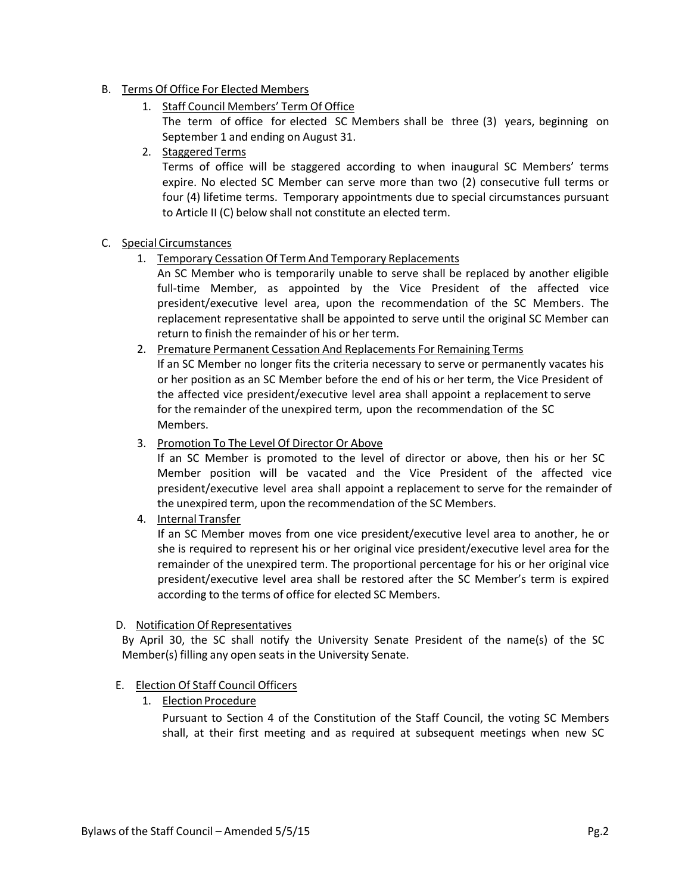B. Terms Of Office For Elected Members

1. Staff Council Members' Term Of Office

   The term of office for elected SC Members shall be three (3) years, beginning on September 1 and ending on August 31.

2. Staggered Terms

   Terms of office will be staggered according to when inaugural SC Members' terms expire. No elected SC Member can serve more than two (2) consecutive full terms or four (4) lifetime terms. Temporary appointments due to special circumstances pursuant to Article II (C) below shall not constitute an elected term.

C. Special Circumstances

1. Temporary Cessation Of Term And Temporary Replacements

   An SC Member who is temporarily unable to serve shall be replaced by another eligible full-time Member, as appointed by the Vice President of the affected vice president/executive level area, upon the recommendation of the SC Members. The replacement representative shall be appointed to serve until the original SC Member can return to finish the remainder of his or her term.

2. Premature Permanent Cessation And Replacements For Remaining Terms

   If an SC Member no longer fits the criteria necessary to serve or permanently vacates his or her position as an SC Member before the end of his or her term, the Vice President of the affected vice president/executive level area shall appoint a replacement to serve for the remainder of the unexpired term, upon the recommendation of the SC Members.

3. Promotion To The Level Of Director Or Above

   If an SC Member is promoted to the level of director or above, then his or her SC Member position will be vacated and the Vice President of the affected vice president/executive level area shall appoint a replacement to serve for the remainder of the unexpired term, upon the recommendation of the SC Members.

4. Internal Transfer

   If an SC Member moves from one vice president/executive level area to another, he or she is required to represent his or her original vice president/executive level area for the remainder of the unexpired term. The proportional percentage for his or her original vice president/executive level area shall be restored after the SC Member's term is expired according to the terms of office for elected SC Members.

D. Notification Of Representatives

By April 30, the SC shall notify the University Senate President of the name(s) of the SC Member(s) filling any open seats in the University Senate.

E. Election Of Staff Council Officers

1. Election Procedure

   Pursuant to Section 4 of the Constitution of the Staff Council, the voting SC Members shall, at their first meeting and as required at subsequent meetings when new SC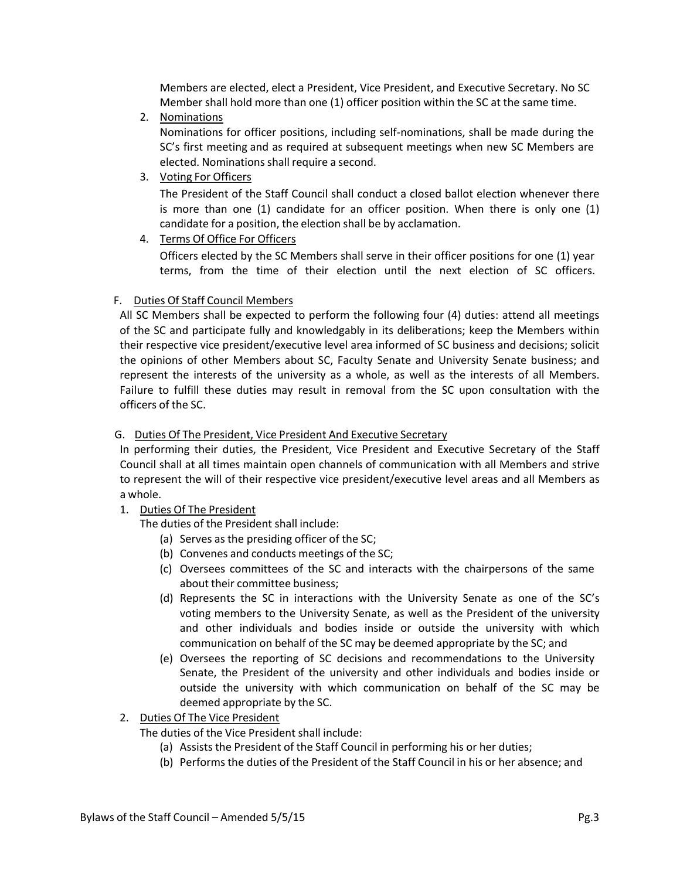Members are elected, elect a President, Vice President, and Executive Secretary. No SC Member shall hold more than one (1) officer position within the SC at the same time.

2. Nominations

   Nominations for officer positions, including self-nominations, shall be made during the SC's first meeting and as required at subsequent meetings when new SC Members are elected. Nominations shall require a second.

3. Voting For Officers

   The President of the Staff Council shall conduct a closed ballot election whenever there is more than one (1) candidate for an officer position. When there is only one (1) candidate for a position, the election shall be by acclamation.

4. Terms Of Office For Officers

   Officers elected by the SC Members shall serve in their officer positions for one (1) year terms, from the time of their election until the next election of SC officers.

F. Duties Of Staff Council Members

All SC Members shall be expected to perform the following four (4) duties: attend all meetings of the SC and participate fully and knowledgably in its deliberations; keep the Members within their respective vice president/executive level area informed of SC business and decisions; solicit the opinions of other Members about SC, Faculty Senate and University Senate business; and represent the interests of the university as a whole, as well as the interests of all Members. Failure to fulfill these duties may result in removal from the SC upon consultation with the officers of the SC.

G. Duties Of The President, Vice President And Executive Secretary

In performing their duties, the President, Vice President and Executive Secretary of the Staff Council shall at all times maintain open channels of communication with all Members and strive to represent the will of their respective vice president/executive level areas and all Members as a whole.

1. Duties Of The President

   The duties of the President shall include:

   (a) Serves as the presiding officer of the SC;

   (b) Convenes and conducts meetings of the SC;

   (c) Oversees committees of the SC and interacts with the chairpersons of the same about their committee business;

   (d) Represents the SC in interactions with the University Senate as one of the SC's voting members to the University Senate, as well as the President of the university and other individuals and bodies inside or outside the university with which communication on behalf of the SC may be deemed appropriate by the SC; and

   (e) Oversees the reporting of SC decisions and recommendations to the University Senate, the President of the university and other individuals and bodies inside or outside the university with which communication on behalf of the SC may be deemed appropriate by the SC.

2. Duties Of The Vice President

   The duties of the Vice President shall include:

   (a) Assists the President of the Staff Council in performing his or her duties;

   (b) Performs the duties of the President of the Staff Council in his or her absence; and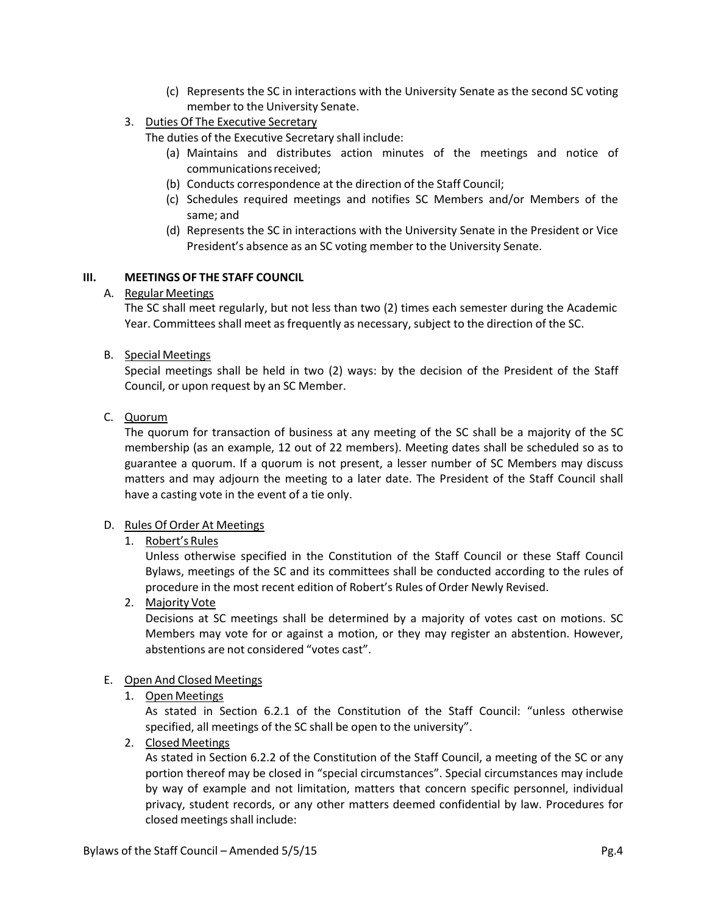(c) Represents the SC in interactions with the University Senate as the second SC voting member to the University Senate.

3. <u>Duties Of The Executive Secretary</u>

   The duties of the Executive Secretary shall include:

   (a) Maintains and distributes action minutes of the meetings and notice of communications received;

   (b) Conducts correspondence at the direction of the Staff Council;

   (c) Schedules required meetings and notifies SC Members and/or Members of the same; and

   (d) Represents the SC in interactions with the University Senate in the President or Vice President's absence as an SC voting member to the University Senate.

## III. MEETINGS OF THE STAFF COUNCIL

A. <u>Regular Meetings</u>

The SC shall meet regularly, but not less than two (2) times each semester during the Academic Year. Committees shall meet as frequently as necessary, subject to the direction of the SC.

B. <u>Special Meetings</u>

Special meetings shall be held in two (2) ways: by the decision of the President of the Staff Council, or upon request by an SC Member.

C. <u>Quorum</u>

The quorum for transaction of business at any meeting of the SC shall be a majority of the SC membership (as an example, 12 out of 22 members). Meeting dates shall be scheduled so as to guarantee a quorum. If a quorum is not present, a lesser number of SC Members may discuss matters and may adjourn the meeting to a later date. The President of the Staff Council shall have a casting vote in the event of a tie only.

D. <u>Rules Of Order At Meetings</u>

1. <u>Robert's Rules</u>

   Unless otherwise specified in the Constitution of the Staff Council or these Staff Council Bylaws, meetings of the SC and its committees shall be conducted according to the rules of procedure in the most recent edition of Robert's Rules of Order Newly Revised.

2. <u>Majority Vote</u>

   Decisions at SC meetings shall be determined by a majority of votes cast on motions. SC Members may vote for or against a motion, or they may register an abstention. However, abstentions are not considered "votes cast".

E. <u>Open And Closed Meetings</u>

1. <u>Open Meetings</u>

   As stated in Section 6.2.1 of the Constitution of the Staff Council: "unless otherwise specified, all meetings of the SC shall be open to the university".

2. <u>Closed Meetings</u>

   As stated in Section 6.2.2 of the Constitution of the Staff Council, a meeting of the SC or any portion thereof may be closed in "special circumstances". Special circumstances may include by way of example and not limitation, matters that concern specific personnel, individual privacy, student records, or any other matters deemed confidential by law. Procedures for closed meetings shall include: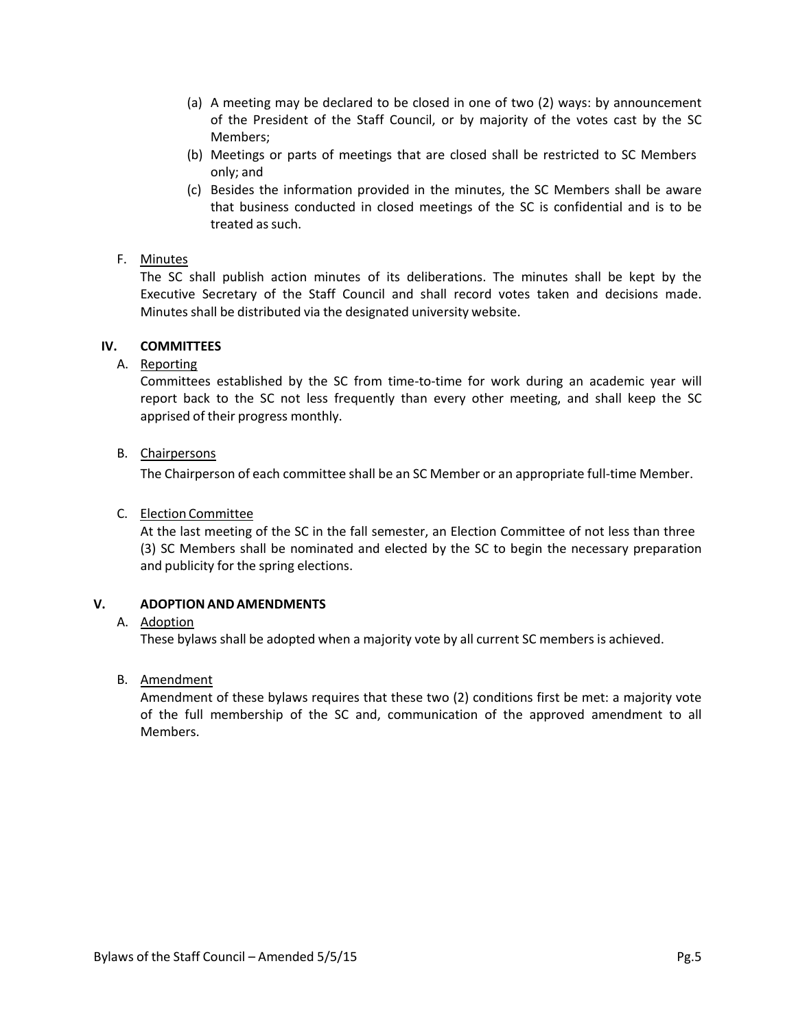(a) A meeting may be declared to be closed in one of two (2) ways: by announcement of the President of the Staff Council, or by majority of the votes cast by the SC Members;

(b) Meetings or parts of meetings that are closed shall be restricted to SC Members only; and

(c) Besides the information provided in the minutes, the SC Members shall be aware that business conducted in closed meetings of the SC is confidential and is to be treated as such.

F. Minutes

The SC shall publish action minutes of its deliberations. The minutes shall be kept by the Executive Secretary of the Staff Council and shall record votes taken and decisions made. Minutes shall be distributed via the designated university website.

## IV. COMMITTEES

A. Reporting

Committees established by the SC from time-to-time for work during an academic year will report back to the SC not less frequently than every other meeting, and shall keep the SC apprised of their progress monthly.

B. Chairpersons

The Chairperson of each committee shall be an SC Member or an appropriate full-time Member.

C. Election Committee

At the last meeting of the SC in the fall semester, an Election Committee of not less than three (3) SC Members shall be nominated and elected by the SC to begin the necessary preparation and publicity for the spring elections.

## V. ADOPTION AND AMENDMENTS

A. Adoption

These bylaws shall be adopted when a majority vote by all current SC members is achieved.

B. Amendment

Amendment of these bylaws requires that these two (2) conditions first be met: a majority vote of the full membership of the SC and, communication of the approved amendment to all Members.